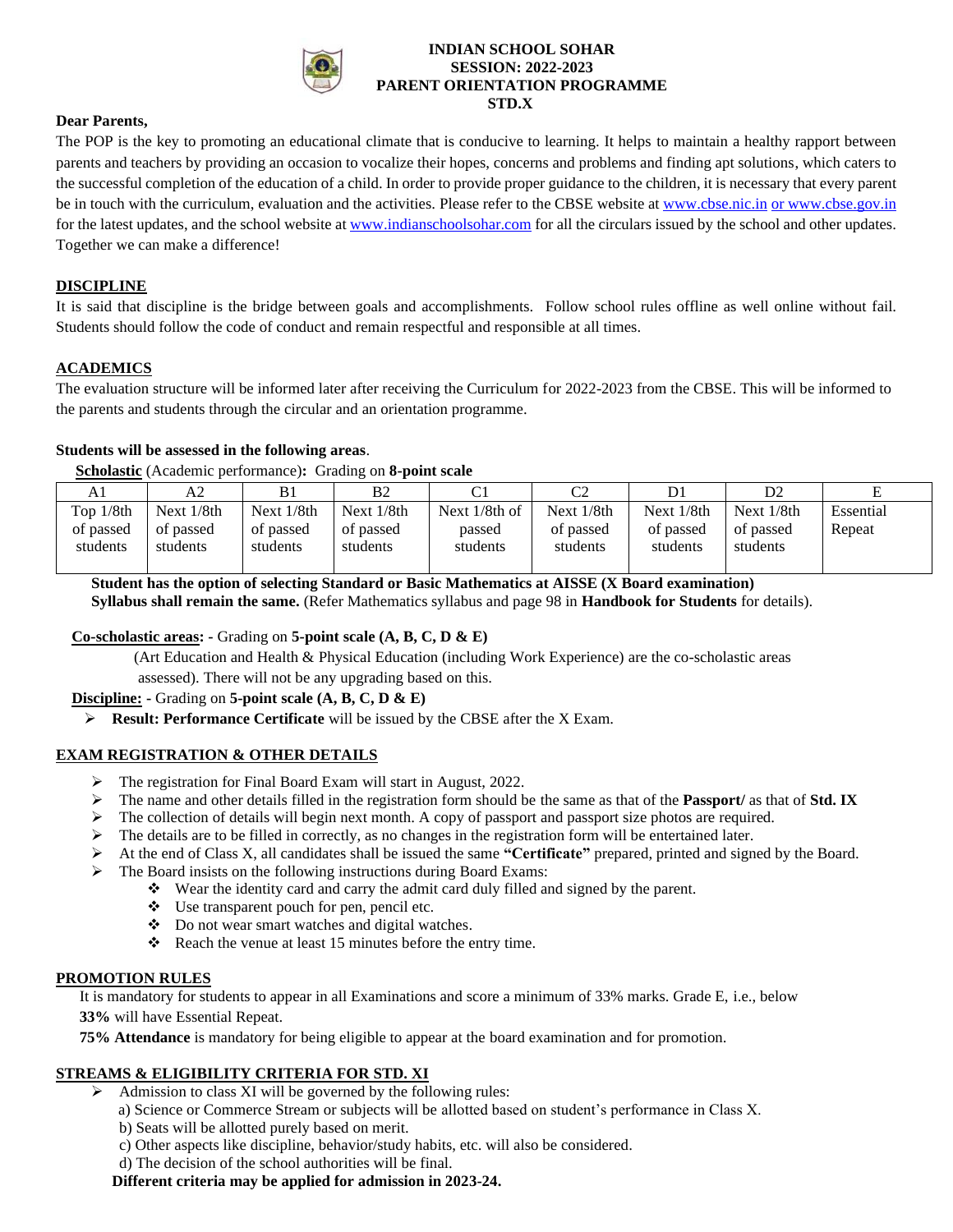**INDIAN SCHOOL SOHAR**
**SESSION: 2022-2023**
**PARENT ORIENTATION PROGRAMME**
**STD.X**

**Dear Parents,**

The POP is the key to promoting an educational climate that is conducive to learning. It helps to maintain a healthy rapport between parents and teachers by providing an occasion to vocalize their hopes, concerns and problems and finding apt solutions, which caters to the successful completion of the education of a child. In order to provide proper guidance to the children, it is necessary that every parent be in touch with the curriculum, evaluation and the activities. Please refer to the CBSE website at www.cbse.nic.in or www.cbse.gov.in for the latest updates, and the school website at www.indianschoolsohar.com for all the circulars issued by the school and other updates. Together we can make a difference!

## DISCIPLINE

It is said that discipline is the bridge between goals and accomplishments. Follow school rules offline as well online without fail. Students should follow the code of conduct and remain respectful and responsible at all times.

## ACADEMICS

The evaluation structure will be informed later after receiving the Curriculum for 2022-2023 from the CBSE. This will be informed to the parents and students through the circular and an orientation programme.

**Students will be assessed in the following areas**.

**Scholastic** (Academic performance)**:** Grading on **8-point scale**

| A1 | A2 | B1 | B2 | C1 | C2 | D1 | D2 | E |
|---|---|---|---|---|---|---|---|---|
| Top 1/8th of passed students | Next 1/8th of passed students | Next 1/8th of passed students | Next 1/8th of passed students | Next 1/8th of passed students | Next 1/8th of passed students | Next 1/8th of passed students | Next 1/8th of passed students | Essential Repeat |

**Student has the option of selecting Standard or Basic Mathematics at AISSE (X Board examination)**
**Syllabus shall remain the same.** (Refer Mathematics syllabus and page 98 in **Handbook for Students** for details).

**Co-scholastic areas: -** Grading on **5-point scale (A, B, C, D & E)**

(Art Education and Health & Physical Education (including Work Experience) are the co-scholastic areas assessed). There will not be any upgrading based on this.

**Discipline:** - Grading on **5-point scale (A, B, C, D & E)**

- **Result: Performance Certificate** will be issued by the CBSE after the X Exam.

## EXAM REGISTRATION & OTHER DETAILS

- The registration for Final Board Exam will start in August, 2022.
- The name and other details filled in the registration form should be the same as that of the **Passport/** as that of **Std. IX**
- The collection of details will begin next month. A copy of passport and passport size photos are required.
- The details are to be filled in correctly, as no changes in the registration form will be entertained later.
- At the end of Class X, all candidates shall be issued the same **"Certificate"** prepared, printed and signed by the Board.
- The Board insists on the following instructions during Board Exams:
  - Wear the identity card and carry the admit card duly filled and signed by the parent.
  - Use transparent pouch for pen, pencil etc.
  - Do not wear smart watches and digital watches.
  - Reach the venue at least 15 minutes before the entry time.

## PROMOTION RULES

It is mandatory for students to appear in all Examinations and score a minimum of 33% marks. Grade E, i.e., below **33%** will have Essential Repeat.

**75% Attendance** is mandatory for being eligible to appear at the board examination and for promotion.

## STREAMS & ELIGIBILITY CRITERIA FOR STD. XI

- Admission to class XI will be governed by the following rules:
  a) Science or Commerce Stream or subjects will be allotted based on student's performance in Class X.
  b) Seats will be allotted purely based on merit.
  c) Other aspects like discipline, behavior/study habits, etc. will also be considered.
  d) The decision of the school authorities will be final.

**Different criteria may be applied for admission in 2023-24.**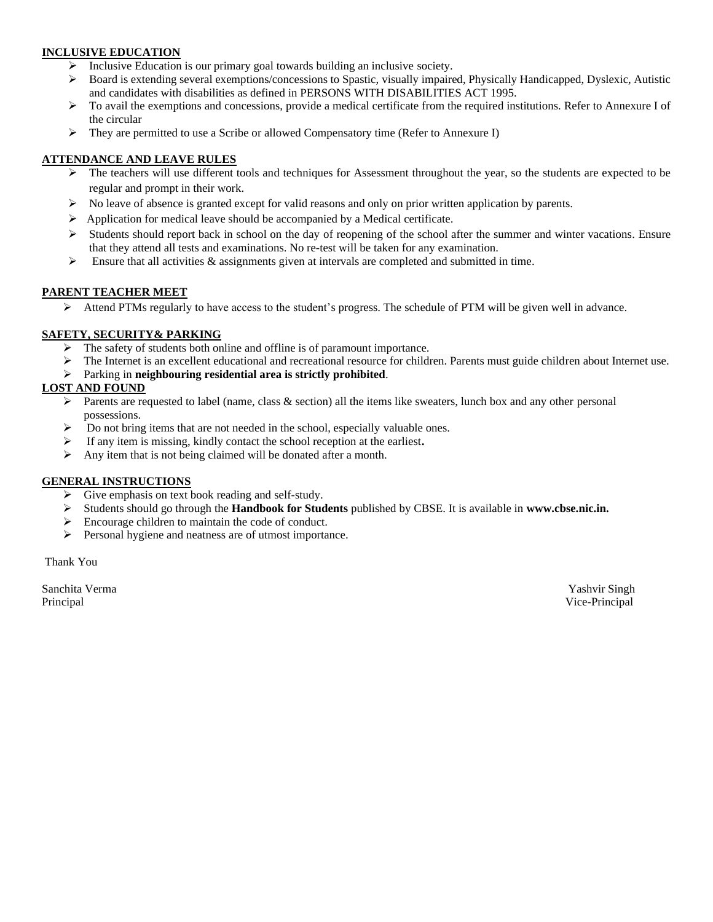**INCLUSIVE EDUCATION**

- Inclusive Education is our primary goal towards building an inclusive society.
- Board is extending several exemptions/concessions to Spastic, visually impaired, Physically Handicapped, Dyslexic, Autistic and candidates with disabilities as defined in PERSONS WITH DISABILITIES ACT 1995.
- To avail the exemptions and concessions, provide a medical certificate from the required institutions. Refer to Annexure I of the circular
- They are permitted to use a Scribe or allowed Compensatory time (Refer to Annexure I)

**ATTENDANCE AND LEAVE RULES**

- The teachers will use different tools and techniques for Assessment throughout the year, so the students are expected to be regular and prompt in their work.
- No leave of absence is granted except for valid reasons and only on prior written application by parents.
- Application for medical leave should be accompanied by a Medical certificate.
- Students should report back in school on the day of reopening of the school after the summer and winter vacations. Ensure that they attend all tests and examinations. No re-test will be taken for any examination.
- Ensure that all activities & assignments given at intervals are completed and submitted in time.

**PARENT TEACHER MEET**

- Attend PTMs regularly to have access to the student's progress. The schedule of PTM will be given well in advance.

**SAFETY, SECURITY& PARKING**

- The safety of students both online and offline is of paramount importance.
- The Internet is an excellent educational and recreational resource for children. Parents must guide children about Internet use.
- Parking in **neighbouring residential area is strictly prohibited**.

**LOST AND FOUND**

- Parents are requested to label (name, class & section) all the items like sweaters, lunch box and any other personal possessions.
- Do not bring items that are not needed in the school, especially valuable ones.
- If any item is missing, kindly contact the school reception at the earliest**.**
- Any item that is not being claimed will be donated after a month.

**GENERAL INSTRUCTIONS**

- Give emphasis on text book reading and self-study.
- Students should go through the **Handbook for Students** published by CBSE. It is available in **www.cbse.nic.in.**
- Encourage children to maintain the code of conduct.
- Personal hygiene and neatness are of utmost importance.

Thank You

Sanchita Verma
Principal

Yashvir Singh
Vice-Principal